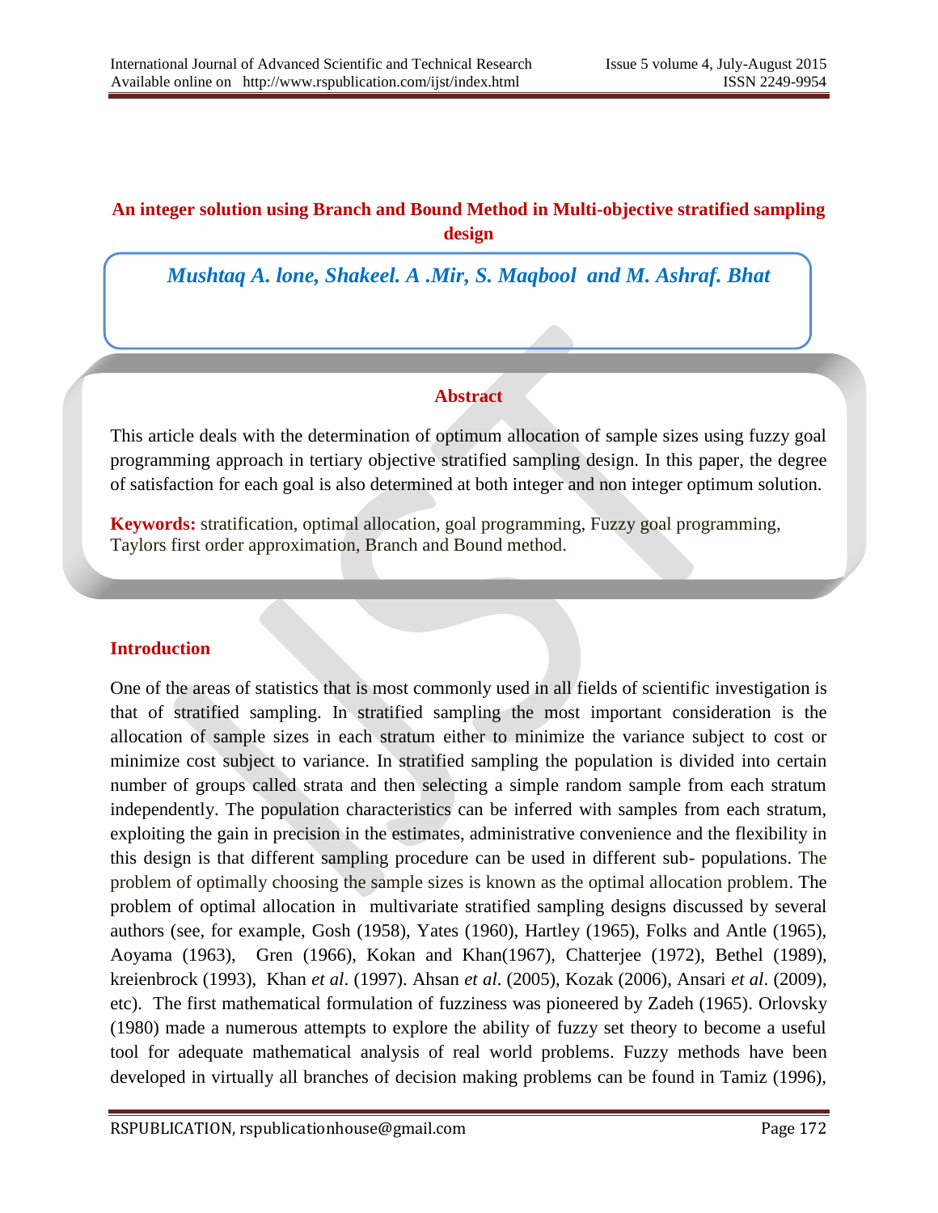# An integer solution using Branch and Bound Method in Multi-objective stratified sampling design

*Mushtaq A. lone, Shakeel. A .Mir, S. Maqbool and M. Ashraf. Bhat*

## Abstract

This article deals with the determination of optimum allocation of sample sizes using fuzzy goal programming approach in tertiary objective stratified sampling design. In this paper, the degree of satisfaction for each goal is also determined at both integer and non integer optimum solution.

**Keywords:** stratification, optimal allocation, goal programming, Fuzzy goal programming, Taylors first order approximation, Branch and Bound method.

## Introduction

One of the areas of statistics that is most commonly used in all fields of scientific investigation is that of stratified sampling. In stratified sampling the most important consideration is the allocation of sample sizes in each stratum either to minimize the variance subject to cost or minimize cost subject to variance. In stratified sampling the population is divided into certain number of groups called strata and then selecting a simple random sample from each stratum independently. The population characteristics can be inferred with samples from each stratum, exploiting the gain in precision in the estimates, administrative convenience and the flexibility in this design is that different sampling procedure can be used in different sub- populations. The problem of optimally choosing the sample sizes is known as the optimal allocation problem. The problem of optimal allocation in multivariate stratified sampling designs discussed by several authors (see, for example, Gosh (1958), Yates (1960), Hartley (1965), Folks and Antle (1965), Aoyama (1963), Gren (1966), Kokan and Khan(1967), Chatterjee (1972), Bethel (1989), kreienbrock (1993), Khan *et al*. (1997). Ahsan *et al*. (2005), Kozak (2006), Ansari *et al*. (2009), etc). The first mathematical formulation of fuzziness was pioneered by Zadeh (1965). Orlovsky (1980) made a numerous attempts to explore the ability of fuzzy set theory to become a useful tool for adequate mathematical analysis of real world problems. Fuzzy methods have been developed in virtually all branches of decision making problems can be found in Tamiz (1996),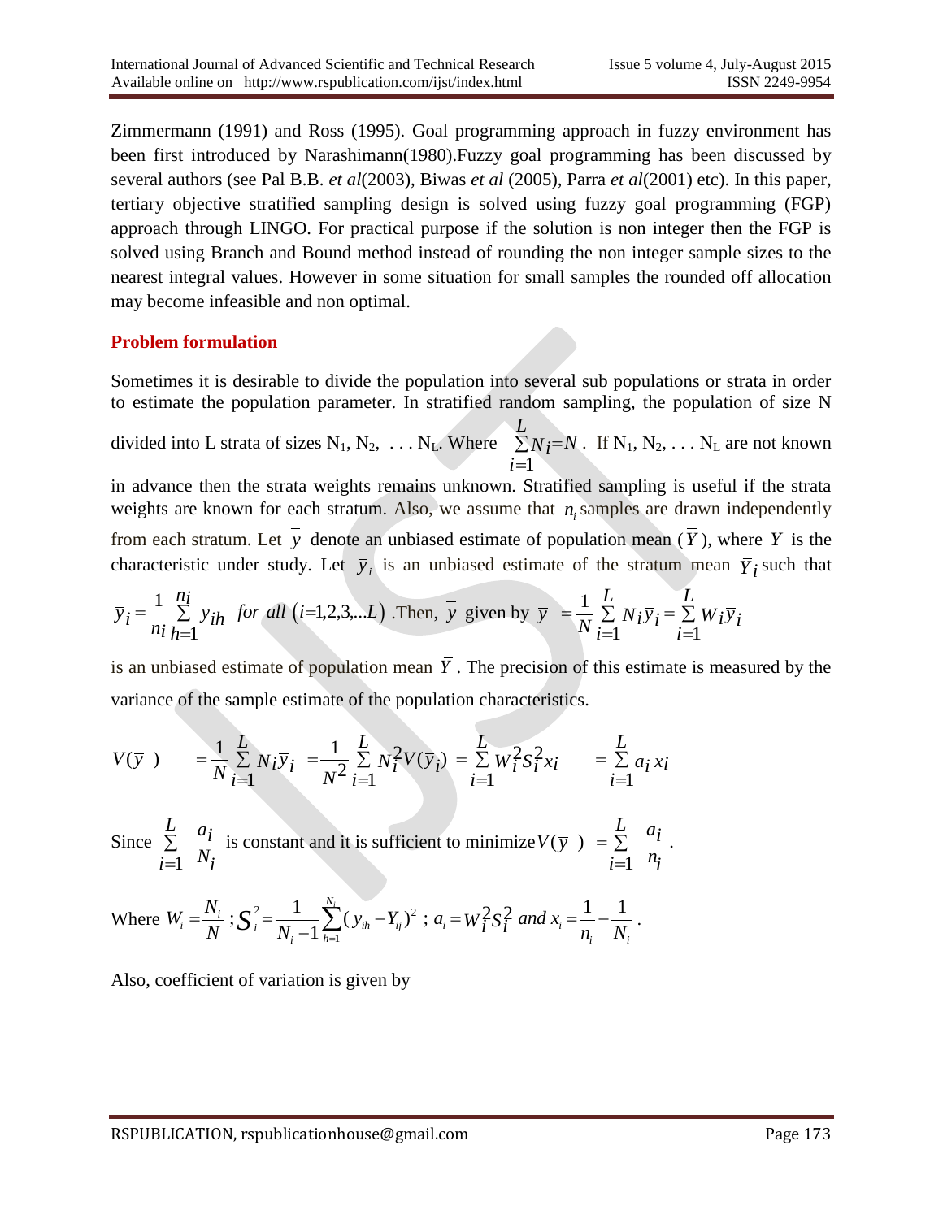Zimmermann (1991) and Ross (1995). Goal programming approach in fuzzy environment has been first introduced by Narashimann(1980).Fuzzy goal programming has been discussed by several authors (see Pal B.B. *et al*(2003), Biwas *et al* (2005), Parra *et al*(2001) etc). In this paper, tertiary objective stratified sampling design is solved using fuzzy goal programming (FGP) approach through LINGO. For practical purpose if the solution is non integer then the FGP is solved using Branch and Bound method instead of rounding the non integer sample sizes to the nearest integral values. However in some situation for small samples the rounded off allocation may become infeasible and non optimal.

## Problem formulation

Sometimes it is desirable to divide the population into several sub populations or strata in order to estimate the population parameter. In stratified random sampling, the population of size N divided into L strata of sizes $N_1, N_2, \ldots N_L$. Where $\sum_{i=1}^{L} N_i = N$. If $N_1, N_2, \ldots N_L$ are not known in advance then the strata weights remains unknown. Stratified sampling is useful if the strata weights are known for each stratum. Also, we assume that $n_i$ samples are drawn independently from each stratum. Let $\bar{y}$ denote an unbiased estimate of population mean ($\bar{Y}$), where $Y$ is the characteristic under study. Let $\bar{y}_i$ is an unbiased estimate of the stratum mean $\bar{Y}_i$ such that $\bar{y}_i = \frac{1}{n_i} \sum_{h=1}^{n_i} y_{ih}$ *for all* $(i = 1,2,3,\ldots L)$ .Then, $\bar{y}$ given by $\bar{y} = \frac{1}{N} \sum_{i=1}^{L} N_i \bar{y}_i = \sum_{i=1}^{L} W_i \bar{y}_i$ is an unbiased estimate of population mean $\bar{Y}$. The precision of this estimate is measured by the variance of the sample estimate of the population characteristics.

$$V(\bar{y}) = \frac{1}{N} \sum_{i=1}^{L} N_i \bar{y}_i = \frac{1}{N^2} \sum_{i=1}^{L} N_i^2 V(\bar{y}_i) = \sum_{i=1}^{L} W_i^2 S_i^2 x_i = \sum_{i=1}^{L} a_i x_i$$

Since $\sum_{i=1}^{L} \frac{a_i}{N_i}$ is constant and it is sufficient to minimize $V(\bar{y}) = \sum_{i=1}^{L} \frac{a_i}{n_i}$.

Where $W_i = \frac{N_i}{N}$ ; $S_i^2 = \frac{1}{N_i - 1} \sum_{h=1}^{N_i} (y_{ih} - \bar{Y}_{ij})^2$ ; $a_i = W_i^2 S_i^2$ *and* $x_i = \frac{1}{n_i} - \frac{1}{N_i}$.

Also, coefficient of variation is given by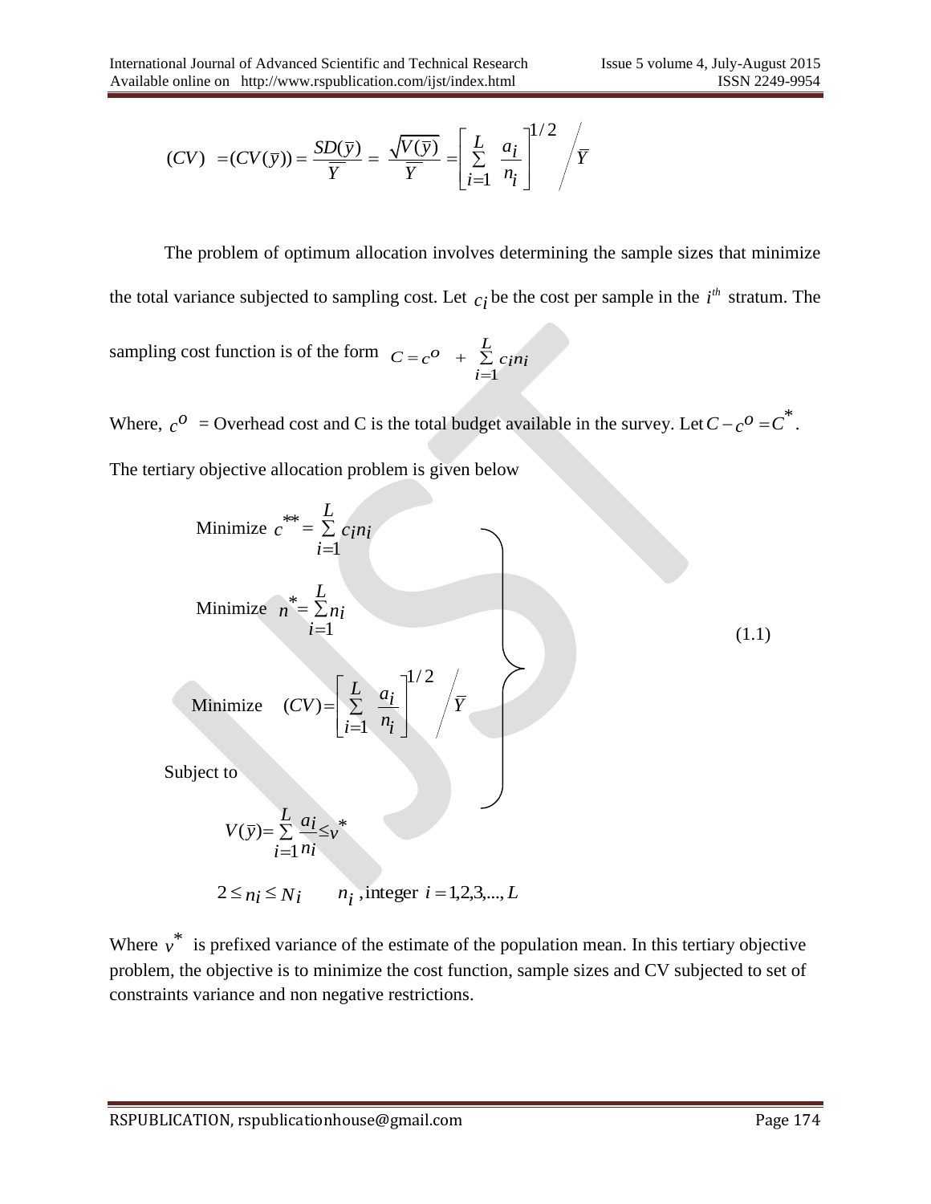$$(CV) = (CV(\bar{y})) = \frac{SD(\bar{y})}{\bar{Y}} = \frac{\sqrt{V(\bar{y})}}{\bar{Y}} = \left[\sum_{i=1}^{L} \frac{a_i}{n_i}\right]^{1/2} \Big/ \bar{Y}$$

The problem of optimum allocation involves determining the sample sizes that minimize the total variance subjected to sampling cost. Let $c_i$ be the cost per sample in the $i^{th}$ stratum. The sampling cost function is of the form $C = c^o + \sum_{i=1}^{L} c_i n_i$

Where, $c^o$ = Overhead cost and C is the total budget available in the survey. Let $C - c^o = C^*$.

The tertiary objective allocation problem is given below

$$\left.\begin{aligned}
&\text{Minimize } c^{**} = \sum_{i=1}^{L} c_i n_i \\
&\text{Minimize } n^* = \sum_{i=1}^{L} n_i \\
&\text{Minimize } (CV) = \left[\sum_{i=1}^{L} \frac{a_i}{n_i}\right]^{1/2} \Big/ \bar{Y} \\
&\text{Subject to} \\
&\qquad V(\bar{y}) = \sum_{i=1}^{L} \frac{a_i}{n_i} \le v^* \\
&\qquad 2 \le n_i \le N_i \qquad n_i \text{, integer } i = 1,2,3,...,L
\end{aligned}\right\} \tag{1.1}$$

Where $v^*$ is prefixed variance of the estimate of the population mean. In this tertiary objective problem, the objective is to minimize the cost function, sample sizes and CV subjected to set of constraints variance and non negative restrictions.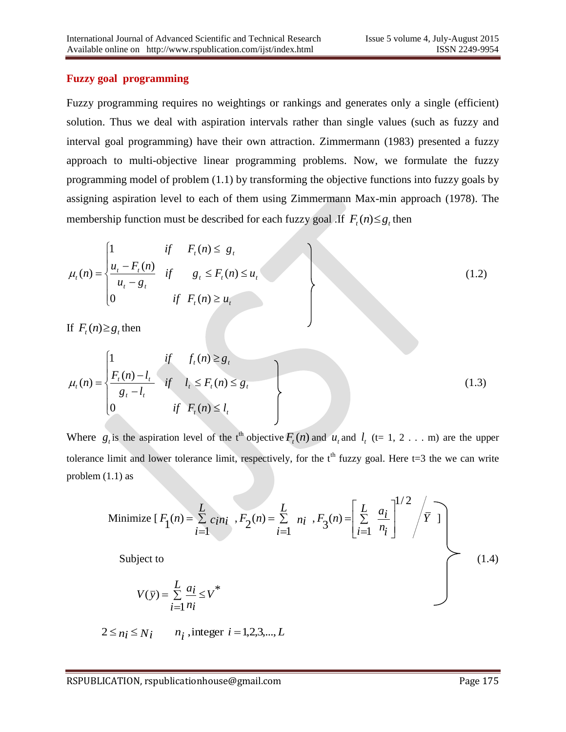## Fuzzy goal programming

Fuzzy programming requires no weightings or rankings and generates only a single (efficient) solution. Thus we deal with aspiration intervals rather than single values (such as fuzzy and interval goal programming) have their own attraction. Zimmermann (1983) presented a fuzzy approach to multi-objective linear programming problems. Now, we formulate the fuzzy programming model of problem (1.1) by transforming the objective functions into fuzzy goals by assigning aspiration level to each of them using Zimmermann Max-min approach (1978). The membership function must be described for each fuzzy goal .If $F_t(n) \leq g_t$ then

$$\mu_t(n) = \begin{cases} 1 & if \quad F_t(n) \leq g_t \\ \dfrac{u_t - F_t(n)}{u_t - g_t} & if \quad g_t \leq F_t(n) \leq u_t \\ 0 & if \quad F_t(n) \geq u_t \end{cases} \tag{1.2}$$

If $F_t(n) \geq g_t$ then

$$\mu_t(n) = \begin{cases} 1 & if \quad f_t(n) \geq g_t \\ \dfrac{F_t(n) - l_t}{g_t - l_t} & if \quad l_t \leq F_t(n) \leq g_t \\ 0 & if \quad F_t(n) \leq l_t \end{cases} \tag{1.3}$$

Where $g_t$ is the aspiration level of the t[th] objective $F_t(n)$ and $u_t$ and $l_t$ (t= 1, 2 . . . m) are the upper tolerance limit and lower tolerance limit, respectively, for the t[th] fuzzy goal. Here t=3 the we can write problem (1.1) as

$$\left.\begin{array}{l} \text{Minimize } [\, F_1(n) = \sum\limits_{i=1}^{L} c_i n_i \ , F_2(n) = \sum\limits_{i=1}^{L} n_i \ , F_3(n) = \left[ \sum\limits_{i=1}^{L} \dfrac{a_i}{n_i} \right]^{1/2} \Big/ \bar{Y} \ ] \\ \\ \quad \text{Subject to} \\ \\ \quad V(\bar{y}) = \sum\limits_{i=1}^{L} \dfrac{a_i}{n_i} \leq V^* \end{array} \right\} \tag{1.4}$$

$2 \leq n_i \leq N_i \qquad n_i$ ,integer $i = 1,2,3,...,L$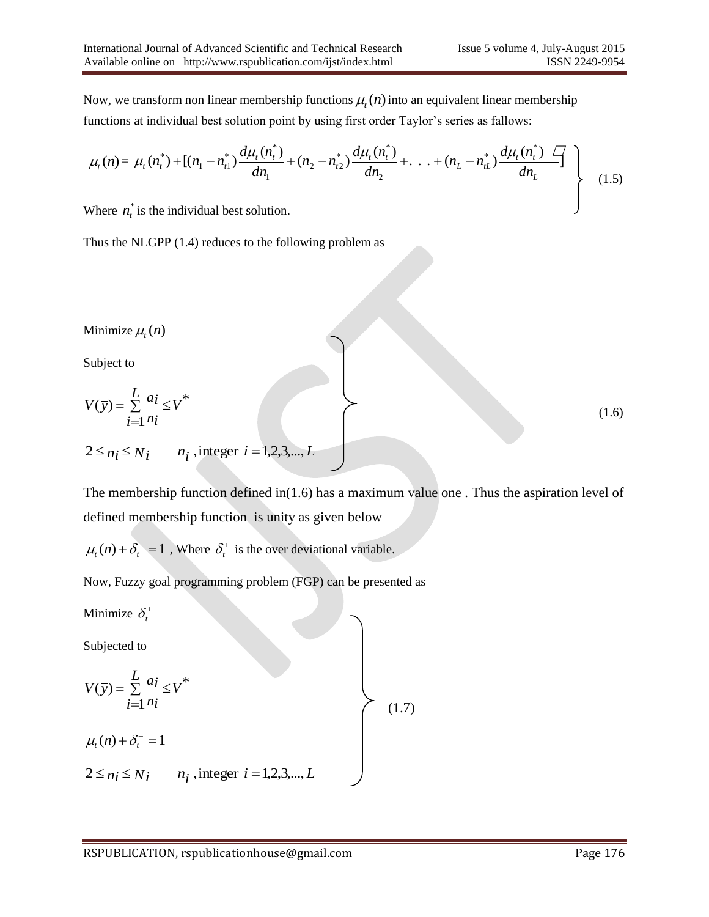Now, we transform non linear membership functions $\mu_t(n)$ into an equivalent linear membership functions at individual best solution point by using first order Taylor's series as fallows:

$$\left.\begin{array}{l} \mu_t(n) = \mu_t(n_t^*) + [(n_1 - n_{t1}^*)\dfrac{d\mu_t(n_t^*)}{dn_1} + (n_2 - n_{t2}^*)\dfrac{d\mu_t(n_t^*)}{dn_2} + \ldots + (n_L - n_{tL}^*)\dfrac{d\mu_t(n_t^*)}{dn_L}] \\ \text{Where } n_t^* \text{ is the individual best solution.} \end{array}\right\} \quad (1.5)$$

Thus the NLGPP (1.4) reduces to the following problem as

$$\left.\begin{array}{l} \text{Minimize } \mu_t(n) \\ \text{Subject to} \\ V(\bar{y}) = \sum\limits_{i=1}^{L} \dfrac{a_i}{n_i} \leq V^* \\ 2 \leq n_i \leq N_i \qquad n_i \text{, integer } i = 1,2,3,\ldots,L \end{array}\right\} \quad (1.6)$$

The membership function defined in(1.6) has a maximum value one . Thus the aspiration level of defined membership function is unity as given below

$\mu_t(n) + \delta_t^+ = 1$ , Where $\delta_t^+$ is the over deviational variable.

Now, Fuzzy goal programming problem (FGP) can be presented as

$$\left.\begin{array}{l} \text{Minimize } \delta_t^+ \\ \text{Subjected to} \\ V(\bar{y}) = \sum\limits_{i=1}^{L} \dfrac{a_i}{n_i} \leq V^* \\ \mu_t(n) + \delta_t^+ = 1 \\ 2 \leq n_i \leq N_i \qquad n_i \text{, integer } i = 1,2,3,\ldots,L \end{array}\right\} \quad (1.7)$$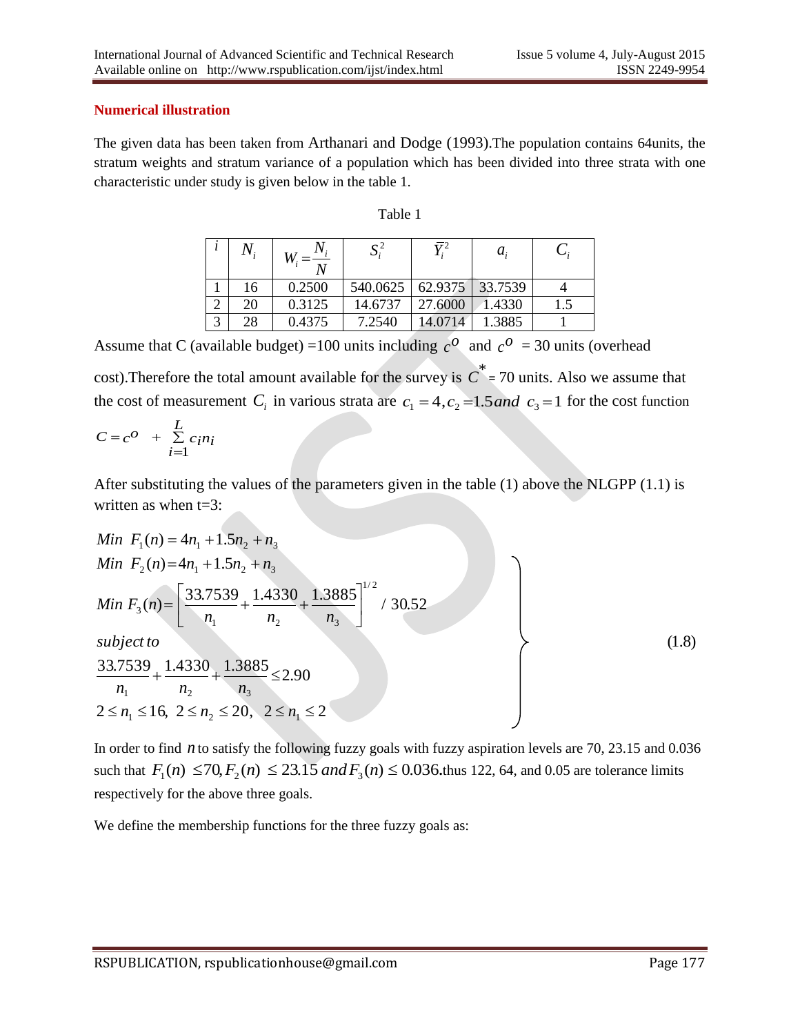### Numerical illustration

The given data has been taken from Arthanari and Dodge (1993).The population contains 64units, the stratum weights and stratum variance of a population which has been divided into three strata with one characteristic under study is given below in the table 1.

Table 1

| $i$ | $N_i$ | $W_i = \frac{N_i}{N}$ | $S_i^2$ | $\bar{Y}_i^2$ | $a_i$ | $C_i$ |
|---|---|---|---|---|---|---|
| 1 | 16 | 0.2500 | 540.0625 | 62.9375 | 33.7539 | 4 |
| 2 | 20 | 0.3125 | 14.6737 | 27.6000 | 1.4330 | 1.5 |
| 3 | 28 | 0.4375 | 7.2540 | 14.0714 | 1.3885 | 1 |

Assume that C (available budget) =100 units including $c^O$ and $c^O$ = 30 units (overhead cost).Therefore the total amount available for the survey is $C^*$ = 70 units. Also we assume that the cost of measurement $C_i$ in various strata are $c_1 = 4, c_2 = 1.5 \, and \; c_3 = 1$ for the cost function

$$C = c^O + \sum_{i=1}^{L} c_i n_i$$

After substituting the values of the parameters given in the table (1) above the NLGPP (1.1) is written as when t=3:

$$\left.\begin{aligned}
&Min \;\; F_1(n) = 4n_1 + 1.5n_2 + n_3 \\
&Min \;\; F_2(n) = 4n_1 + 1.5n_2 + n_3 \\
&Min \; F_3(n) = \left[\frac{33.7539}{n_1} + \frac{1.4330}{n_2} + \frac{1.3885}{n_3}\right]^{1/2} / \; 30.52 \\
&subject\, to \\
&\frac{33.7539}{n_1} + \frac{1.4330}{n_2} + \frac{1.3885}{n_3} \le 2.90 \\
&2 \le n_1 \le 16, \;\; 2 \le n_2 \le 20, \;\;\; 2 \le n_1 \le 2
\end{aligned}\right\} \qquad (1.8)$$

In order to find $n$ to satisfy the following fuzzy goals with fuzzy aspiration levels are 70, 23.15 and 0.036 such that $F_1(n) \le 70, F_2(n) \le 23.15 \; and \, F_3(n) \le 0.036$.thus 122, 64, and 0.05 are tolerance limits respectively for the above three goals.

We define the membership functions for the three fuzzy goals as: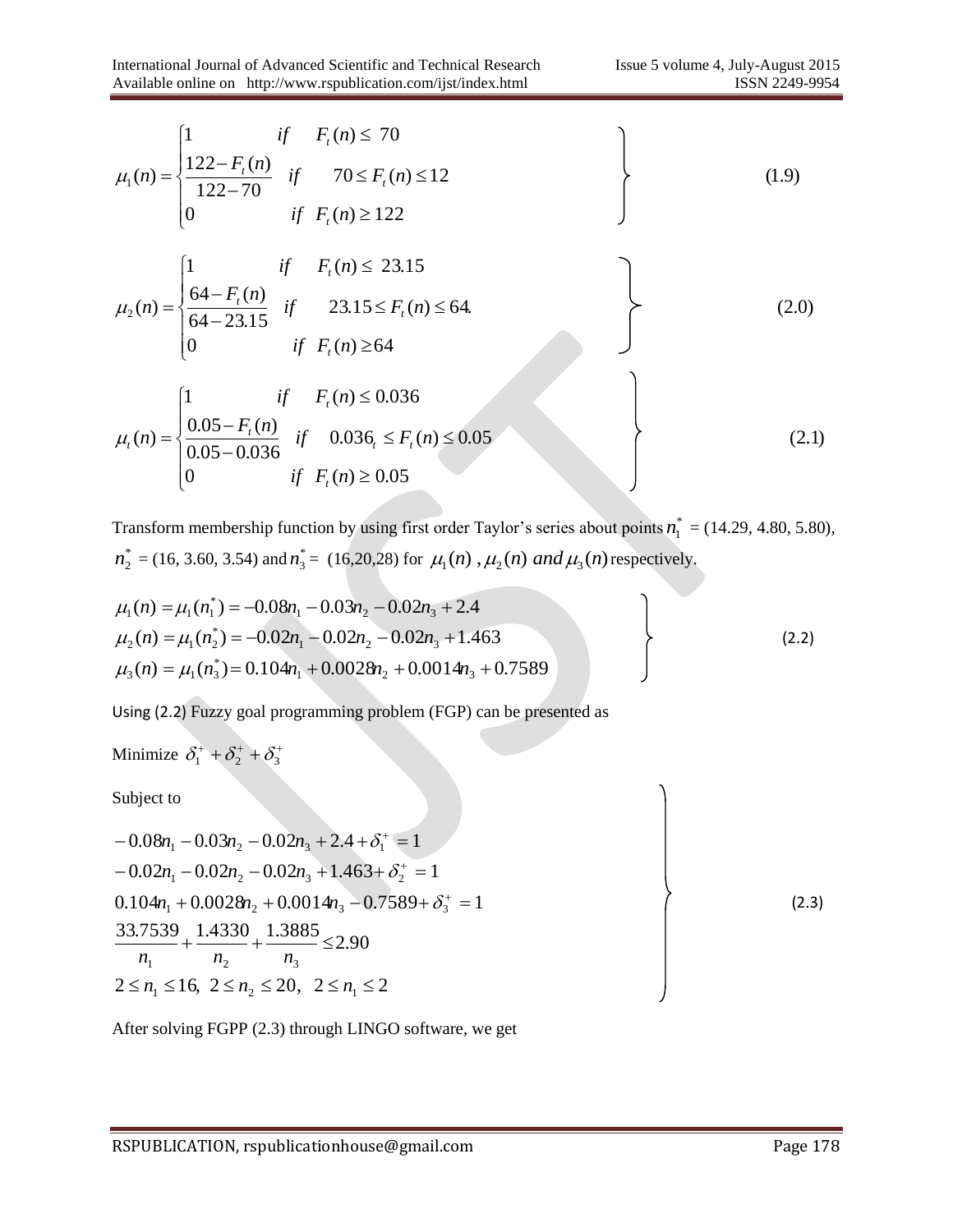$$
\mu_1(n) = \begin{cases} 1 & if \quad F_t(n) \leq 70 \\ \dfrac{122 - F_t(n)}{122 - 70} & if \quad 70 \leq F_t(n) \leq 12 \\ 0 & if \quad F_t(n) \geq 122 \end{cases} \tag{1.9}
$$

$$
\mu_2(n) = \begin{cases} 1 & if \quad F_t(n) \leq 23.15 \\ \dfrac{64 - F_t(n)}{64 - 23.15} & if \quad 23.15 \leq F_t(n) \leq 64. \\ 0 & if \quad F_t(n) \geq 64 \end{cases} \tag{2.0}
$$

$$
\mu_t(n) = \begin{cases} 1 & if \quad F_t(n) \leq 0.036 \\ \dfrac{0.05 - F_t(n)}{0.05 - 0.036} & if \quad 0.036_t \leq F_t(n) \leq 0.05 \\ 0 & if \quad F_t(n) \geq 0.05 \end{cases} \tag{2.1}
$$

Transform membership function by using first order Taylor's series about points $n_1^*$ = (14.29, 4.80, 5.80), $n_2^*$ = (16, 3.60, 3.54) and $n_3^*$ = (16,20,28) for $\mu_1(n)$ , $\mu_2(n)$ *and* $\mu_3(n)$ respectively.

$$
\left.\begin{aligned}
\mu_1(n) &= \mu_1(n_1^*) = -0.08n_1 - 0.03n_2 - 0.02n_3 + 2.4 \\
\mu_2(n) &= \mu_1(n_2^*) = -0.02n_1 - 0.02n_2 - 0.02n_3 + 1.463 \\
\mu_3(n) &= \mu_1(n_3^*) = 0.104n_1 + 0.0028n_2 + 0.0014n_3 + 0.7589
\end{aligned}\right\} \tag{2.2}
$$

Using (2.2) Fuzzy goal programming problem (FGP) can be presented as

Minimize $\delta_1^+ + \delta_2^+ + \delta_3^+$

Subject to

$$
\left.\begin{aligned}
& -0.08n_1 - 0.03n_2 - 0.02n_3 + 2.4 + \delta_1^+ = 1 \\
& -0.02n_1 - 0.02n_2 - 0.02n_3 + 1.463 + \delta_2^+ = 1 \\
& 0.104n_1 + 0.0028n_2 + 0.0014n_3 - 0.7589 + \delta_3^+ = 1 \\
& \frac{33.7539}{n_1} + \frac{1.4330}{n_2} + \frac{1.3885}{n_3} \leq 2.90 \\
& 2 \leq n_1 \leq 16, \;\; 2 \leq n_2 \leq 20, \;\; 2 \leq n_1 \leq 2
\end{aligned}\right\} \tag{2.3}
$$

After solving FGPP (2.3) through LINGO software, we get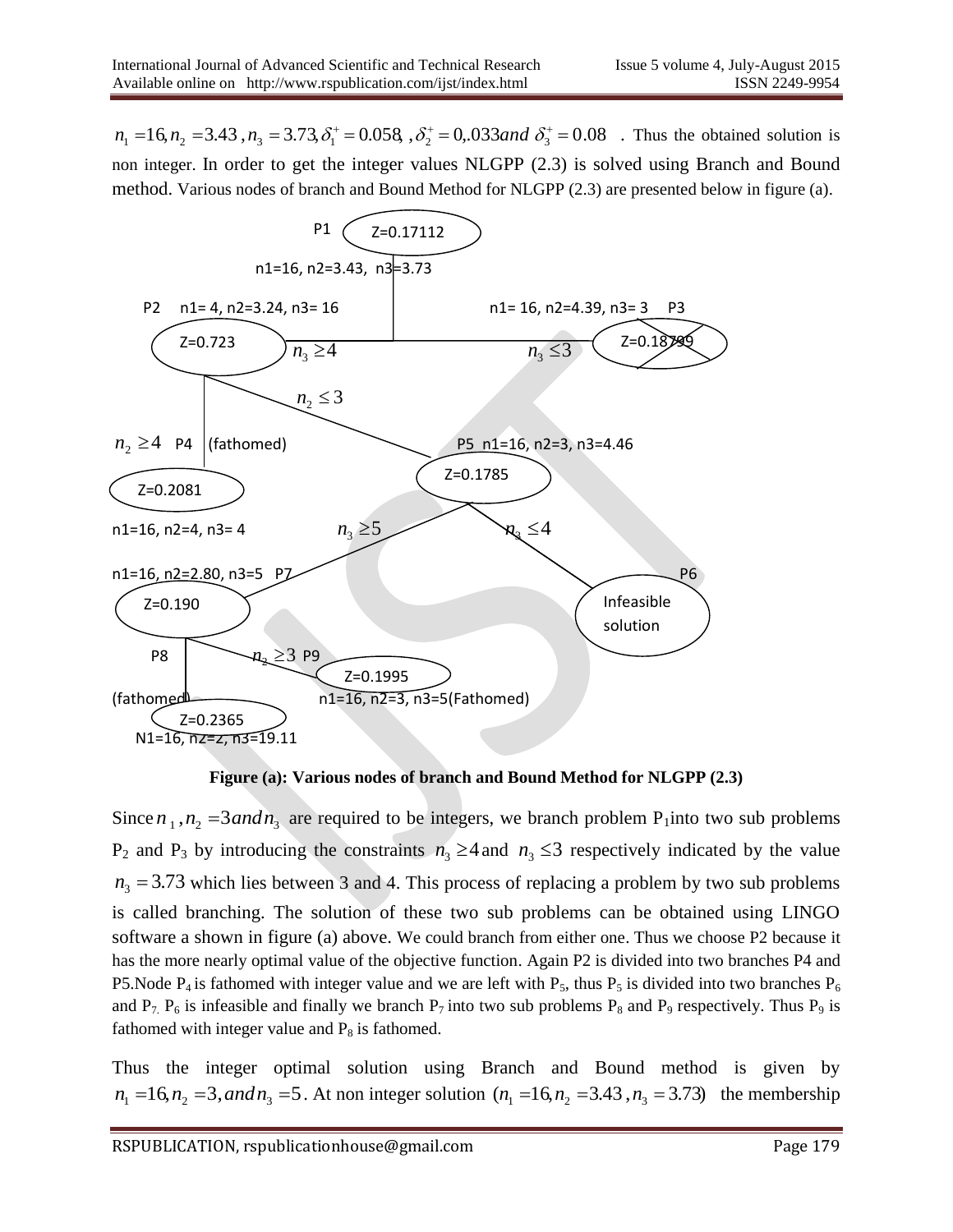$n_1 = 16, n_2 = 3.43, n_3 = 3.73, \delta_1^+ = 0.058, \delta_2^+ = 0, .033 and\ \delta_3^+ = 0.08$ . Thus the obtained solution is non integer. In order to get the integer values NLGPP (2.3) is solved using Branch and Bound method. Various nodes of branch and Bound Method for NLGPP (2.3) are presented below in figure (a).

P1 Z=0.17112

n1=16, n2=3.43, n3=3.73

P2 n1= 4, n2=3.24, n3= 16 — Z=0.723 ($n_3 \geq 4$)

P3 n1= 16, n2=4.39, n3= 3 — Z=0.18799 ($n_3 \leq 3$)

$n_2 \leq 3$

$n_2 \geq 4$ P4 (fathomed) — Z=0.2081, n1=16, n2=4, n3= 4

P5 n1=16, n2=3, n3=4.46 — Z=0.1785

$n_3 \geq 5$ $n_3 \leq 4$

n1=16, n2=2.80, n3=5 P7 — Z=0.190

P6 — Infeasible solution

P8 (fathomed) — Z=0.2365, N1=16, n2=2, n3=19.11

$n_2 \geq 3$ P9 — Z=0.1995, n1=16, n2=3, n3=5(Fathomed)

**Figure (a): Various nodes of branch and Bound Method for NLGPP (2.3)**

Since $n_1, n_2 = 3 and n_3$ are required to be integers, we branch problem $P_1$into two sub problems $P_2$ and $P_3$ by introducing the constraints $n_3 \geq 4$ and $n_3 \leq 3$ respectively indicated by the value $n_3 = 3.73$ which lies between 3 and 4. This process of replacing a problem by two sub problems is called branching. The solution of these two sub problems can be obtained using LINGO software a shown in figure (a) above. We could branch from either one. Thus we choose P2 because it has the more nearly optimal value of the objective function. Again P2 is divided into two branches P4 and P5.Node $P_4$ is fathomed with integer value and we are left with $P_5$, thus $P_5$ is divided into two branches $P_6$ and $P_7$. $P_6$ is infeasible and finally we branch $P_7$ into two sub problems $P_8$ and $P_9$ respectively. Thus $P_9$ is fathomed with integer value and $P_8$ is fathomed.

Thus the integer optimal solution using Branch and Bound method is given by $n_1 = 16, n_2 = 3, and n_3 = 5$. At non integer solution $(n_1 = 16, n_2 = 3.43, n_3 = 3.73)$ the membership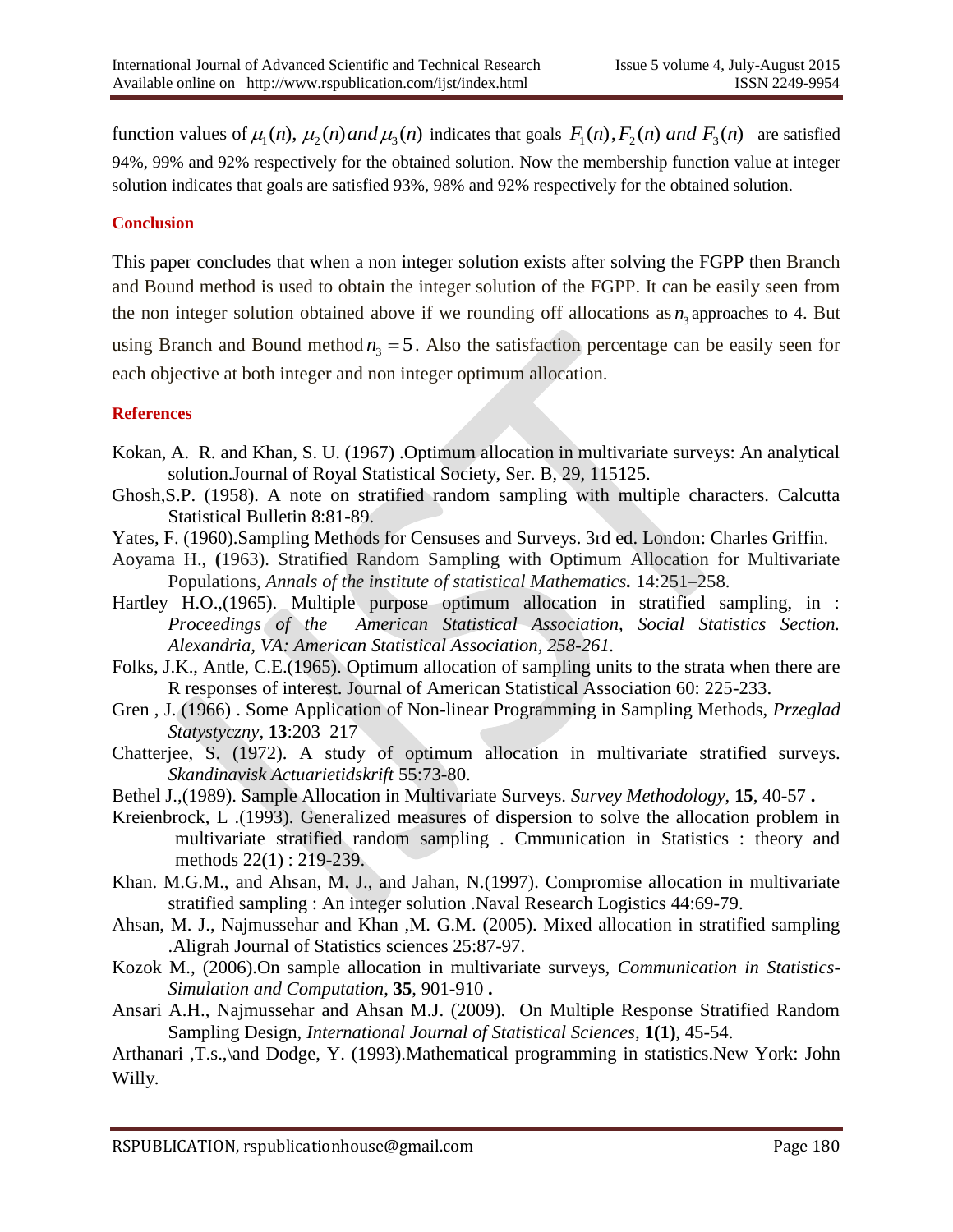function values of $\mu_1(n)$, $\mu_2(n)$ *and* $\mu_3(n)$ indicates that goals $F_1(n), F_2(n)$ *and* $F_3(n)$ are satisfied 94%, 99% and 92% respectively for the obtained solution. Now the membership function value at integer solution indicates that goals are satisfied 93%, 98% and 92% respectively for the obtained solution.

## Conclusion

This paper concludes that when a non integer solution exists after solving the FGPP then Branch and Bound method is used to obtain the integer solution of the FGPP. It can be easily seen from the non integer solution obtained above if we rounding off allocations as $n_3$ approaches to 4. But using Branch and Bound method $n_3 = 5$. Also the satisfaction percentage can be easily seen for each objective at both integer and non integer optimum allocation.

## References

Kokan, A. R. and Khan, S. U. (1967) .Optimum allocation in multivariate surveys: An analytical solution.Journal of Royal Statistical Society, Ser. B, 29, 115125.

Ghosh,S.P. (1958). A note on stratified random sampling with multiple characters. Calcutta Statistical Bulletin 8:81-89.

Yates, F. (1960).Sampling Methods for Censuses and Surveys. 3rd ed. London: Charles Griffin.

Aoyama H., **(**1963). Stratified Random Sampling with Optimum Allocation for Multivariate Populations, *Annals of the institute of statistical Mathematics***.** 14:251–258.

Hartley H.O.,(1965). Multiple purpose optimum allocation in stratified sampling, in : *Proceedings of the American Statistical Association, Social Statistics Section. Alexandria, VA: American Statistical Association, 258-261.*

Folks, J.K., Antle, C.E.(1965). Optimum allocation of sampling units to the strata when there are R responses of interest. Journal of American Statistical Association 60: 225-233.

Gren , J. (1966) . Some Application of Non-linear Programming in Sampling Methods, *Przeglad Statystyczny*, **13**:203–217

Chatterjee, S. (1972). A study of optimum allocation in multivariate stratified surveys. *Skandinavisk Actuarietidskrift* 55:73-80.

Bethel J.,(1989). Sample Allocation in Multivariate Surveys. *Survey Methodology*, **15**, 40-57 **.**

Kreienbrock, L .(1993). Generalized measures of dispersion to solve the allocation problem in multivariate stratified random sampling . Cmmunication in Statistics : theory and methods 22(1) : 219-239.

Khan. M.G.M., and Ahsan, M. J., and Jahan, N.(1997). Compromise allocation in multivariate stratified sampling : An integer solution .Naval Research Logistics 44:69-79.

Ahsan, M. J., Najmussehar and Khan ,M. G. M. (2005). Mixed allocation in stratified sampling .Aligrah Journal of Statistics sciences 25:87-97.

Kozok M., (2006).On sample allocation in multivariate surveys, *Communication in Statistics-Simulation and Computation*, **35**, 901-910 **.**

Ansari A.H., Najmussehar and Ahsan M.J. (2009). On Multiple Response Stratified Random Sampling Design, *International Journal of Statistical Sciences*, **1(1)**, 45-54.

Arthanari ,T.s.,\and Dodge, Y. (1993).Mathematical programming in statistics.New York: John Willy.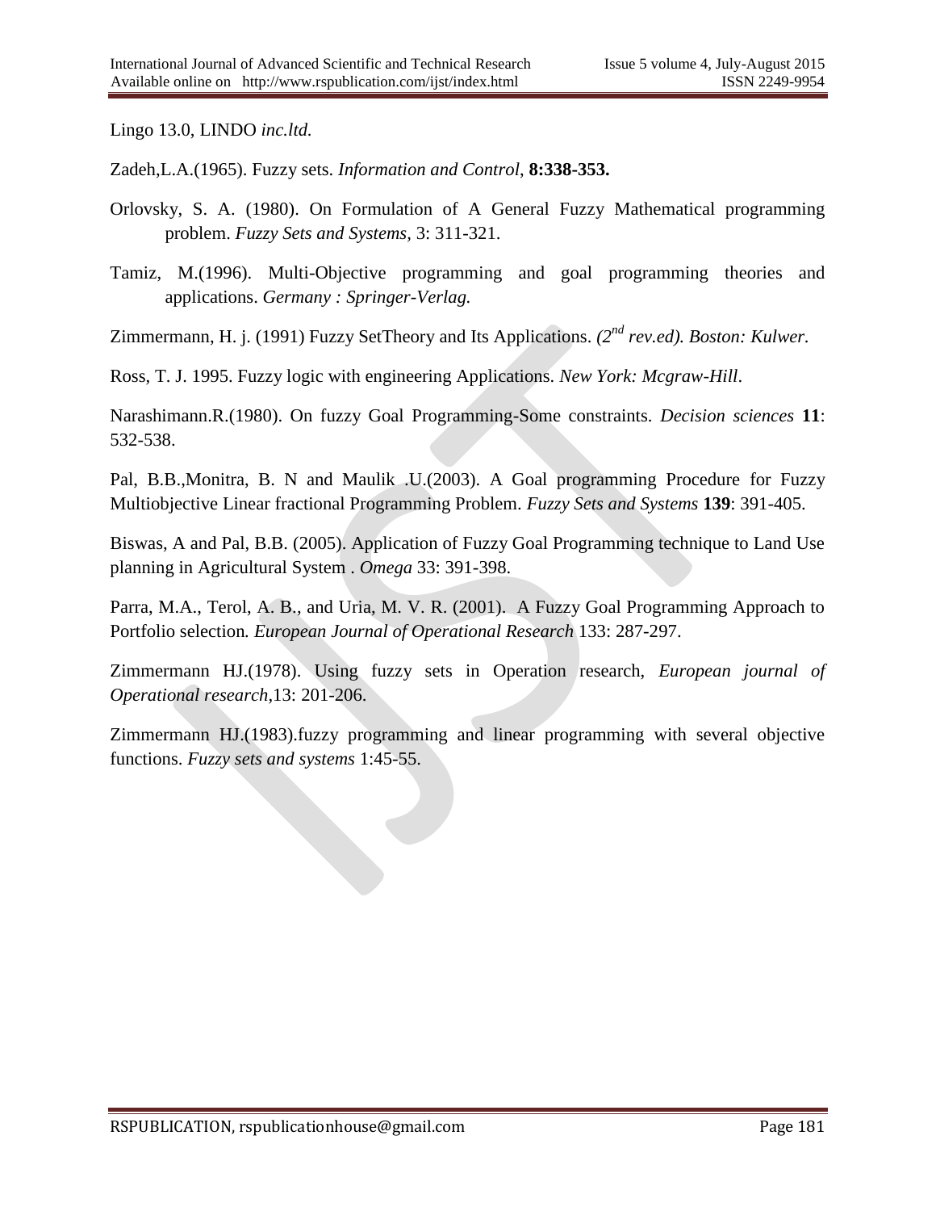Lingo 13.0, LINDO *inc.ltd.*

Zadeh,L.A.(1965). Fuzzy sets. *Information and Control*, **8:338-353.**

Orlovsky, S. A. (1980). On Formulation of A General Fuzzy Mathematical programming problem. *Fuzzy Sets and Systems,* 3: 311-321.

Tamiz, M.(1996). Multi-Objective programming and goal programming theories and applications. *Germany : Springer-Verlag.*

Zimmermann, H. j. (1991) Fuzzy SetTheory and Its Applications. *(2nd rev.ed). Boston: Kulwer.*

Ross, T. J. 1995. Fuzzy logic with engineering Applications. *New York: Mcgraw-Hill*.

Narashimann.R.(1980). On fuzzy Goal Programming-Some constraints. *Decision sciences* **11**: 532-538.

Pal, B.B.,Monitra, B. N and Maulik .U.(2003). A Goal programming Procedure for Fuzzy Multiobjective Linear fractional Programming Problem. *Fuzzy Sets and Systems* **139**: 391-405.

Biswas, A and Pal, B.B. (2005). Application of Fuzzy Goal Programming technique to Land Use planning in Agricultural System . *Omega* 33: 391-398.

Parra, M.A., Terol, A. B., and Uria, M. V. R. (2001). A Fuzzy Goal Programming Approach to Portfolio selection*. European Journal of Operational Research* 133: 287-297.

Zimmermann HJ.(1978). Using fuzzy sets in Operation research, *European journal of Operational research*,13: 201-206.

Zimmermann HJ.(1983).fuzzy programming and linear programming with several objective functions. *Fuzzy sets and systems* 1:45-55.